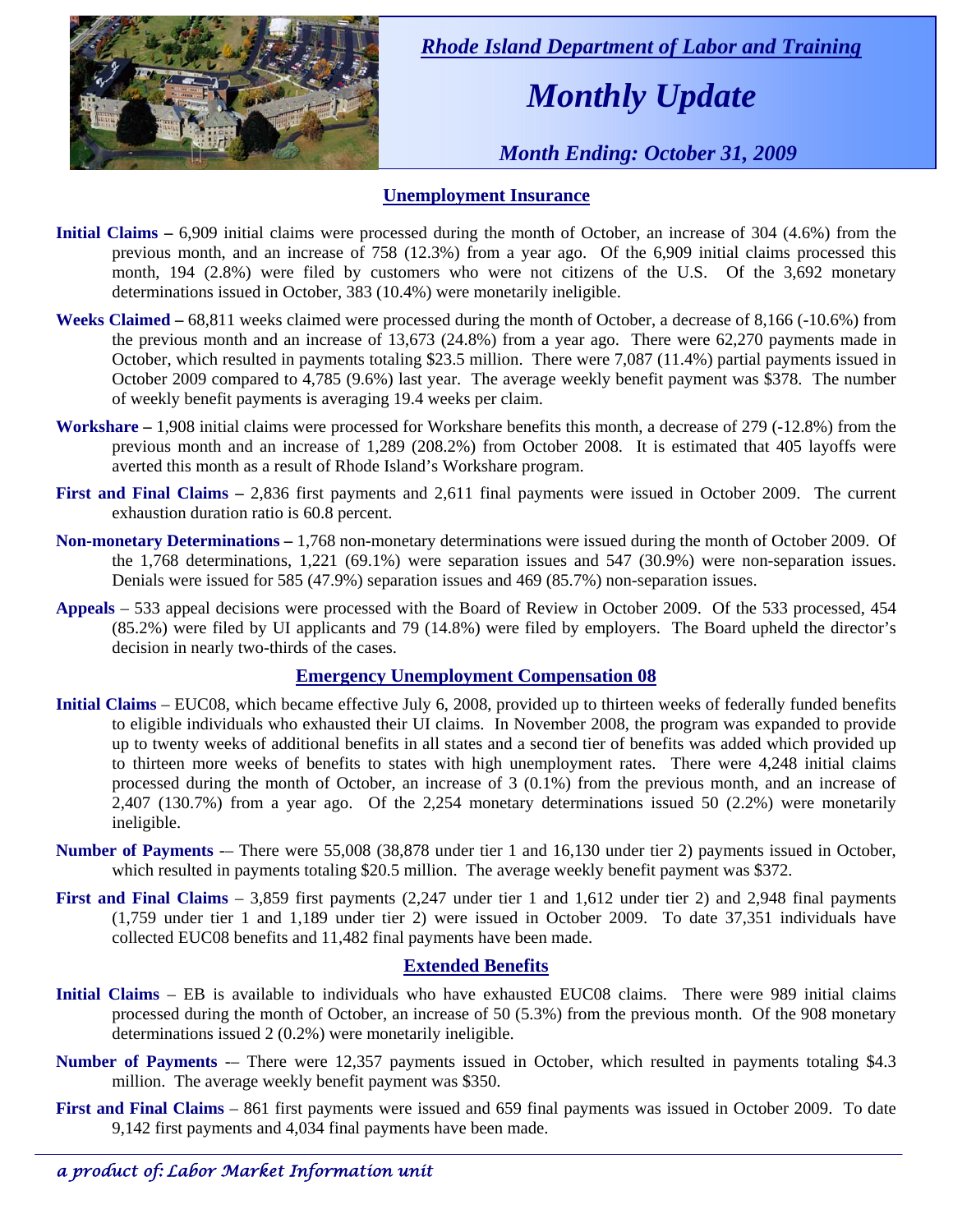*Rhode Island Department of Labor and Training*

# *Monthly Update*

*Month Ending: October 31, 2009*

## Unemployment Insurance

**Initial Claims –** 6,909 initial claims were processed during the month of October, an increase of 304 (4.6%) from the previous month, and an increase of 758 (12.3%) from a year ago. Of the 6,909 initial claims processed this month, 194 (2.8%) were filed by customers who were not citizens of the U.S. Of the 3,692 monetary determinations issued in October, 383 (10.4%) were monetarily ineligible.

**Weeks Claimed –** 68,811 weeks claimed were processed during the month of October, a decrease of 8,166 (-10.6%) from the previous month and an increase of 13,673 (24.8%) from a year ago. There were 62,270 payments made in October, which resulted in payments totaling $23.5 million. There were 7,087 (11.4%) partial payments issued in October 2009 compared to 4,785 (9.6%) last year. The average weekly benefit payment was $378. The number of weekly benefit payments is averaging 19.4 weeks per claim.

**Workshare –** 1,908 initial claims were processed for Workshare benefits this month, a decrease of 279 (-12.8%) from the previous month and an increase of 1,289 (208.2%) from October 2008. It is estimated that 405 layoffs were averted this month as a result of Rhode Island's Workshare program.

**First and Final Claims –** 2,836 first payments and 2,611 final payments were issued in October 2009. The current exhaustion duration ratio is 60.8 percent.

**Non-monetary Determinations –** 1,768 non-monetary determinations were issued during the month of October 2009. Of the 1,768 determinations, 1,221 (69.1%) were separation issues and 547 (30.9%) were non-separation issues. Denials were issued for 585 (47.9%) separation issues and 469 (85.7%) non-separation issues.

**Appeals** – 533 appeal decisions were processed with the Board of Review in October 2009. Of the 533 processed, 454 (85.2%) were filed by UI applicants and 79 (14.8%) were filed by employers. The Board upheld the director's decision in nearly two-thirds of the cases.

## Emergency Unemployment Compensation 08

**Initial Claims** – EUC08, which became effective July 6, 2008, provided up to thirteen weeks of federally funded benefits to eligible individuals who exhausted their UI claims. In November 2008, the program was expanded to provide up to twenty weeks of additional benefits in all states and a second tier of benefits was added which provided up to thirteen more weeks of benefits to states with high unemployment rates. There were 4,248 initial claims processed during the month of October, an increase of 3 (0.1%) from the previous month, and an increase of 2,407 (130.7%) from a year ago. Of the 2,254 monetary determinations issued 50 (2.2%) were monetarily ineligible.

**Number of Payments** -– There were 55,008 (38,878 under tier 1 and 16,130 under tier 2) payments issued in October, which resulted in payments totaling $20.5 million. The average weekly benefit payment was $372.

**First and Final Claims** – 3,859 first payments (2,247 under tier 1 and 1,612 under tier 2) and 2,948 final payments (1,759 under tier 1 and 1,189 under tier 2) were issued in October 2009. To date 37,351 individuals have collected EUC08 benefits and 11,482 final payments have been made.

## Extended Benefits

**Initial Claims** – EB is available to individuals who have exhausted EUC08 claims. There were 989 initial claims processed during the month of October, an increase of 50 (5.3%) from the previous month. Of the 908 monetary determinations issued 2 (0.2%) were monetarily ineligible.

**Number of Payments** -– There were 12,357 payments issued in October, which resulted in payments totaling $4.3 million. The average weekly benefit payment was $350.

**First and Final Claims** – 861 first payments were issued and 659 final payments was issued in October 2009. To date 9,142 first payments and 4,034 final payments have been made.

*a product of: Labor Market Information unit*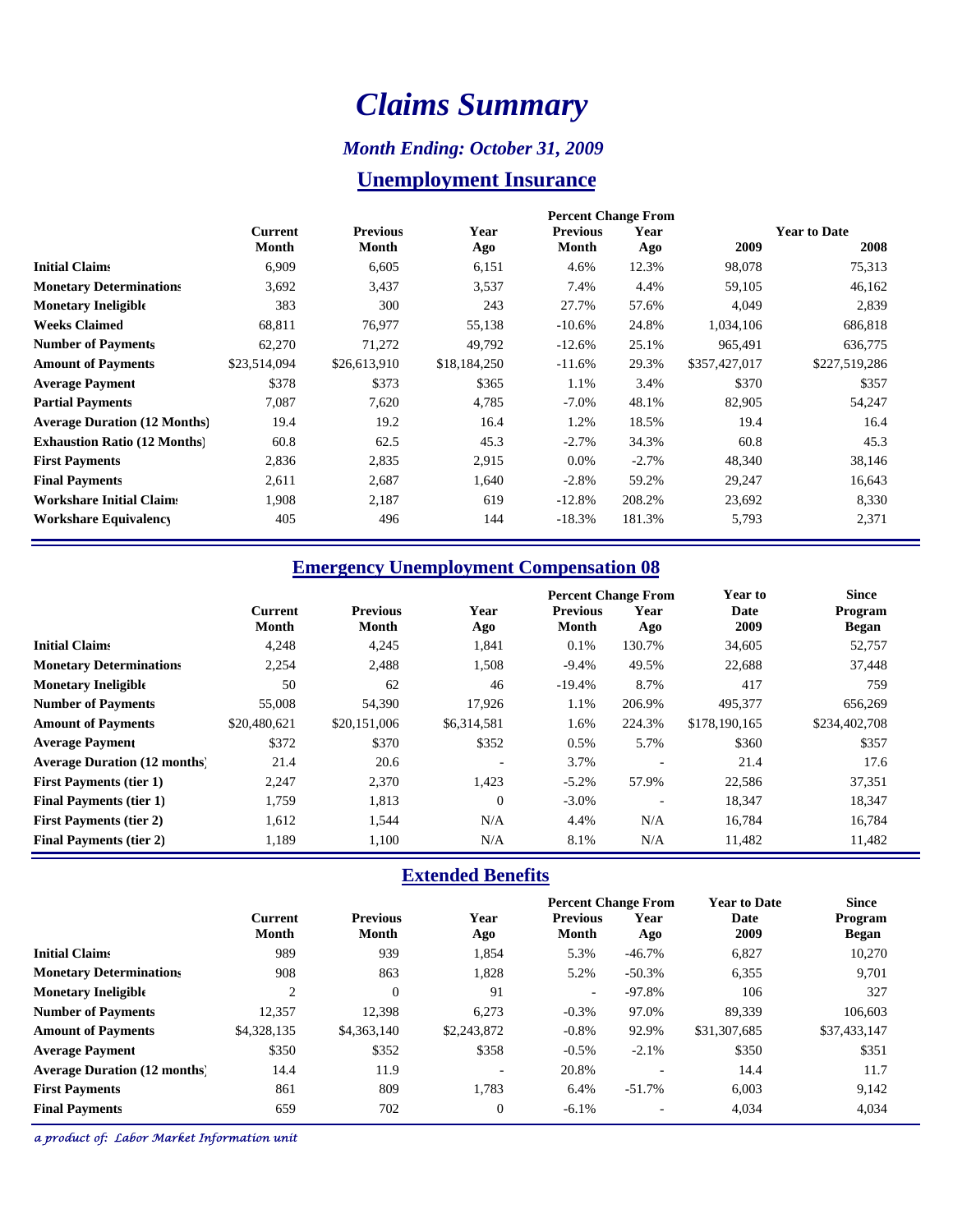# *Claims Summary*

### *Month Ending: October 31, 2009*

## Unemployment Insurance

| | Current Month | Previous Month | Year Ago | Percent Change From Previous Month | Percent Change From Year Ago | Year to Date 2009 | Year to Date 2008 |
|---|---|---|---|---|---|---|---|
| **Initial Claims** | 6,909 | 6,605 | 6,151 | 4.6% | 12.3% | 98,078 | 75,313 |
| **Monetary Determinations** | 3,692 | 3,437 | 3,537 | 7.4% | 4.4% | 59,105 | 46,162 |
| **Monetary Ineligible** | 383 | 300 | 243 | 27.7% | 57.6% | 4,049 | 2,839 |
| **Weeks Claimed** | 68,811 | 76,977 | 55,138 | -10.6% | 24.8% | 1,034,106 | 686,818 |
| **Number of Payments** | 62,270 | 71,272 | 49,792 | -12.6% | 25.1% | 965,491 | 636,775 |
| **Amount of Payments** | $23,514,094 | $26,613,910 | $18,184,250 | -11.6% | 29.3% | $357,427,017 | $227,519,286 |
| **Average Payment** | $378 | $373 | $365 | 1.1% | 3.4% | $370 | $357 |
| **Partial Payments** | 7,087 | 7,620 | 4,785 | -7.0% | 48.1% | 82,905 | 54,247 |
| **Average Duration (12 Months)** | 19.4 | 19.2 | 16.4 | 1.2% | 18.5% | 19.4 | 16.4 |
| **Exhaustion Ratio (12 Months)** | 60.8 | 62.5 | 45.3 | -2.7% | 34.3% | 60.8 | 45.3 |
| **First Payments** | 2,836 | 2,835 | 2,915 | 0.0% | -2.7% | 48,340 | 38,146 |
| **Final Payments** | 2,611 | 2,687 | 1,640 | -2.8% | 59.2% | 29,247 | 16,643 |
| **Workshare Initial Claims** | 1,908 | 2,187 | 619 | -12.8% | 208.2% | 23,692 | 8,330 |
| **Workshare Equivalency** | 405 | 496 | 144 | -18.3% | 181.3% | 5,793 | 2,371 |

## Emergency Unemployment Compensation 08

| | Current Month | Previous Month | Year Ago | Percent Change From Previous Month | Percent Change From Year Ago | Year to Date 2009 | Since Program Began |
|---|---|---|---|---|---|---|---|
| **Initial Claims** | 4,248 | 4,245 | 1,841 | 0.1% | 130.7% | 34,605 | 52,757 |
| **Monetary Determinations** | 2,254 | 2,488 | 1,508 | -9.4% | 49.5% | 22,688 | 37,448 |
| **Monetary Ineligible** | 50 | 62 | 46 | -19.4% | 8.7% | 417 | 759 |
| **Number of Payments** | 55,008 | 54,390 | 17,926 | 1.1% | 206.9% | 495,377 | 656,269 |
| **Amount of Payments** | $20,480,621 | $20,151,006 | $6,314,581 | 1.6% | 224.3% | $178,190,165 | $234,402,708 |
| **Average Payment** | $372 | $370 | $352 | 0.5% | 5.7% | $360 | $357 |
| **Average Duration (12 months)** | 21.4 | 20.6 | - | 3.7% | - | 21.4 | 17.6 |
| **First Payments (tier 1)** | 2,247 | 2,370 | 1,423 | -5.2% | 57.9% | 22,586 | 37,351 |
| **Final Payments (tier 1)** | 1,759 | 1,813 | 0 | -3.0% | - | 18,347 | 18,347 |
| **First Payments (tier 2)** | 1,612 | 1,544 | N/A | 4.4% | N/A | 16,784 | 16,784 |
| **Final Payments (tier 2)** | 1,189 | 1,100 | N/A | 8.1% | N/A | 11,482 | 11,482 |

## Extended Benefits

| | Current Month | Previous Month | Year Ago | Percent Change From Previous Month | Percent Change From Year Ago | Year to Date Date 2009 | Since Program Began |
|---|---|---|---|---|---|---|---|
| **Initial Claims** | 989 | 939 | 1,854 | 5.3% | -46.7% | 6,827 | 10,270 |
| **Monetary Determinations** | 908 | 863 | 1,828 | 5.2% | -50.3% | 6,355 | 9,701 |
| **Monetary Ineligible** | 2 | 0 | 91 | - | -97.8% | 106 | 327 |
| **Number of Payments** | 12,357 | 12,398 | 6,273 | -0.3% | 97.0% | 89,339 | 106,603 |
| **Amount of Payments** | $4,328,135 | $4,363,140 | $2,243,872 | -0.8% | 92.9% | $31,307,685 | $37,433,147 |
| **Average Payment** | $350 | $352 | $358 | -0.5% | -2.1% | $350 | $351 |
| **Average Duration (12 months)** | 14.4 | 11.9 | - | 20.8% | - | 14.4 | 11.7 |
| **First Payments** | 861 | 809 | 1,783 | 6.4% | -51.7% | 6,003 | 9,142 |
| **Final Payments** | 659 | 702 | 0 | -6.1% | - | 4,034 | 4,034 |

*a product of: Labor Market Information unit*